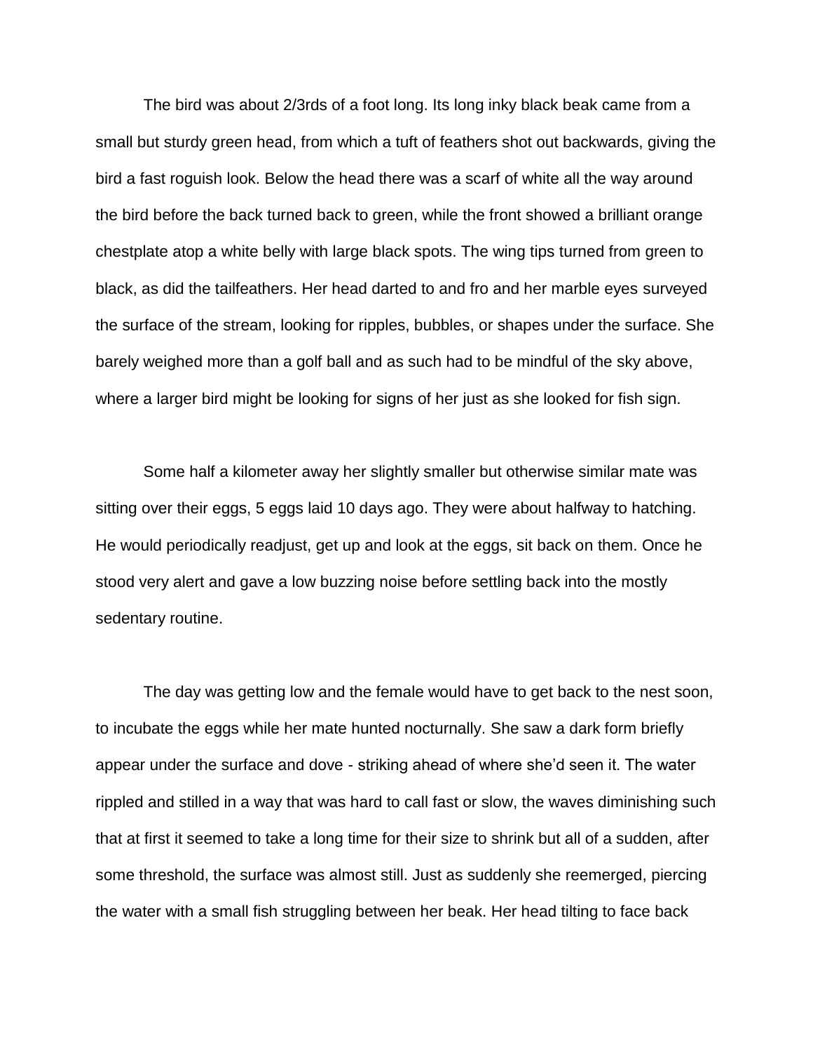The bird was about 2/3rds of a foot long. Its long inky black beak came from a small but sturdy green head, from which a tuft of feathers shot out backwards, giving the bird a fast roguish look. Below the head there was a scarf of white all the way around the bird before the back turned back to green, while the front showed a brilliant orange chestplate atop a white belly with large black spots. The wing tips turned from green to black, as did the tailfeathers. Her head darted to and fro and her marble eyes surveyed the surface of the stream, looking for ripples, bubbles, or shapes under the surface. She barely weighed more than a golf ball and as such had to be mindful of the sky above, where a larger bird might be looking for signs of her just as she looked for fish sign.

Some half a kilometer away her slightly smaller but otherwise similar mate was sitting over their eggs, 5 eggs laid 10 days ago. They were about halfway to hatching. He would periodically readjust, get up and look at the eggs, sit back on them. Once he stood very alert and gave a low buzzing noise before settling back into the mostly sedentary routine.

The day was getting low and the female would have to get back to the nest soon, to incubate the eggs while her mate hunted nocturnally. She saw a dark form briefly appear under the surface and dove - striking ahead of where she'd seen it. The water rippled and stilled in a way that was hard to call fast or slow, the waves diminishing such that at first it seemed to take a long time for their size to shrink but all of a sudden, after some threshold, the surface was almost still. Just as suddenly she reemerged, piercing the water with a small fish struggling between her beak. Her head tilting to face back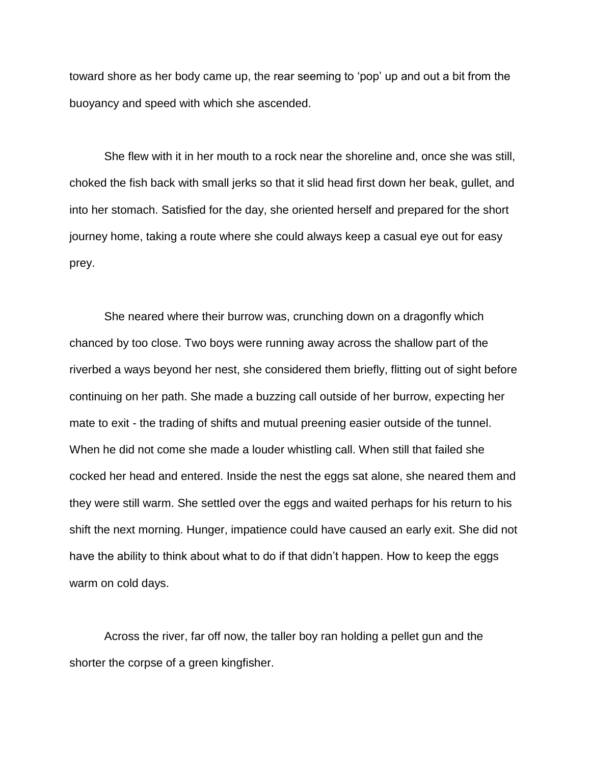toward shore as her body came up, the rear seeming to ‘pop’ up and out a bit from the buoyancy and speed with which she ascended.

She flew with it in her mouth to a rock near the shoreline and, once she was still, choked the fish back with small jerks so that it slid head first down her beak, gullet, and into her stomach. Satisfied for the day, she oriented herself and prepared for the short journey home, taking a route where she could always keep a casual eye out for easy prey.

She neared where their burrow was, crunching down on a dragonfly which chanced by too close. Two boys were running away across the shallow part of the riverbed a ways beyond her nest, she considered them briefly, flitting out of sight before continuing on her path. She made a buzzing call outside of her burrow, expecting her mate to exit - the trading of shifts and mutual preening easier outside of the tunnel. When he did not come she made a louder whistling call. When still that failed she cocked her head and entered. Inside the nest the eggs sat alone, she neared them and they were still warm. She settled over the eggs and waited perhaps for his return to his shift the next morning. Hunger, impatience could have caused an early exit. She did not have the ability to think about what to do if that didn’t happen. How to keep the eggs warm on cold days.

Across the river, far off now, the taller boy ran holding a pellet gun and the shorter the corpse of a green kingfisher.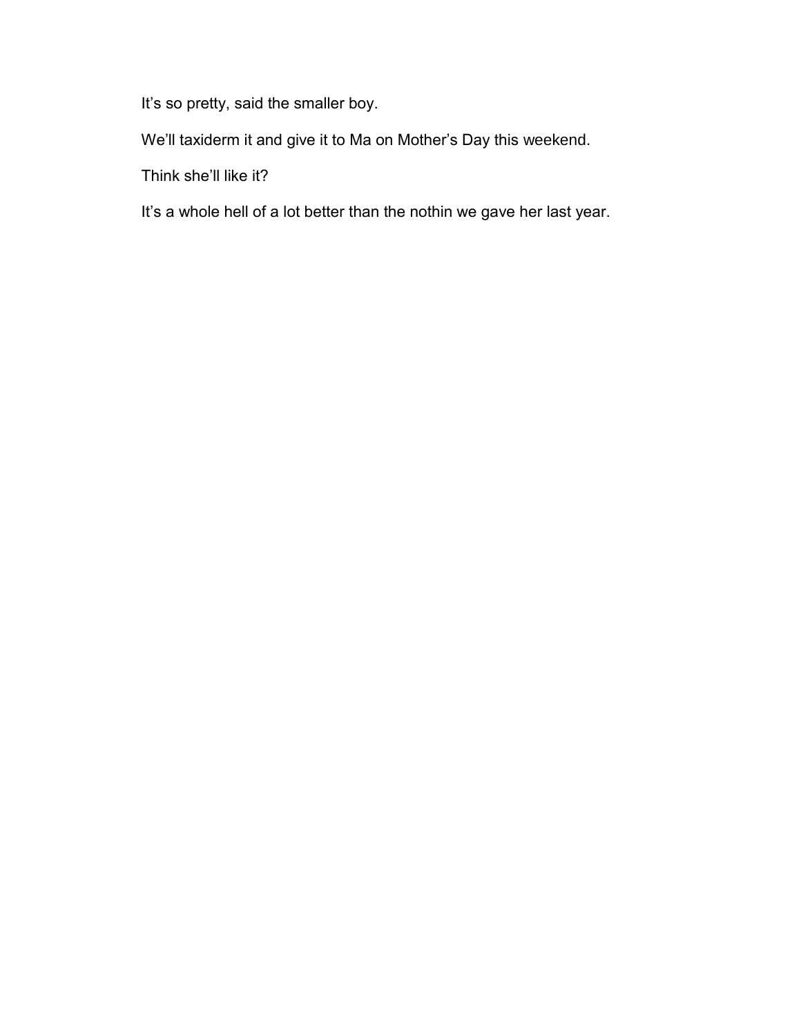It’s so pretty, said the smaller boy.

We’ll taxiderm it and give it to Ma on Mother’s Day this weekend.

Think she’ll like it?

It’s a whole hell of a lot better than the nothin we gave her last year.